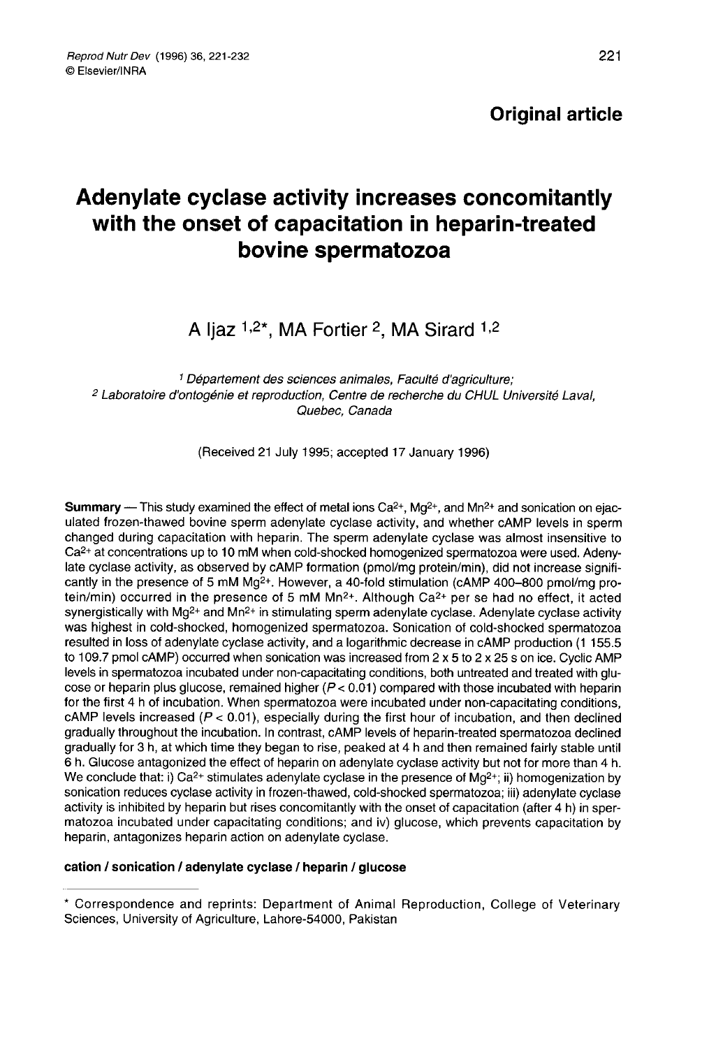**Original article**

# Adenylate cyclase activity increases concomitantly with the onset of capacitation in heparin-treated bovine spermatozoa

A Ijaz [1,2*], MA Fortier [2], MA Sirard [1,2]

[1] *Département des sciences animales, Faculté d'agriculture;*
[2] *Laboratoire d'ontogénie et reproduction, Centre de recherche du CHUL Université Laval, Quebec, Canada*

(Received 21 July 1995; accepted 17 January 1996)

**Summary** — This study examined the effect of metal ions $Ca^{2+}$, $Mg^{2+}$, and $Mn^{2+}$ and sonication on ejaculated frozen-thawed bovine sperm adenylate cyclase activity, and whether cAMP levels in sperm changed during capacitation with heparin. The sperm adenylate cyclase was almost insensitive to $Ca^{2+}$ at concentrations up to 10 mM when cold-shocked homogenized spermatozoa were used. Adenylate cyclase activity, as observed by cAMP formation (pmol/mg protein/min), did not increase significantly in the presence of 5 mM $Mg^{2+}$. However, a 40-fold stimulation (cAMP 400–800 pmol/mg protein/min) occurred in the presence of 5 mM $Mn^{2+}$. Although $Ca^{2+}$ per se had no effect, it acted synergistically with $Mg^{2+}$ and $Mn^{2+}$ in stimulating sperm adenylate cyclase. Adenylate cyclase activity was highest in cold-shocked, homogenized spermatozoa. Sonication of cold-shocked spermatozoa resulted in loss of adenylate cyclase activity, and a logarithmic decrease in cAMP production (1 155.5 to 109.7 pmol cAMP) occurred when sonication was increased from 2 x 5 to 2 x 25 s on ice. Cyclic AMP levels in spermatozoa incubated under non-capacitating conditions, both untreated and treated with glucose or heparin plus glucose, remained higher ($P < 0.01$) compared with those incubated with heparin for the first 4 h of incubation. When spermatozoa were incubated under non-capacitating conditions, cAMP levels increased ($P < 0.01$), especially during the first hour of incubation, and then declined gradually throughout the incubation. In contrast, cAMP levels of heparin-treated spermatozoa declined gradually for 3 h, at which time they began to rise, peaked at 4 h and then remained fairly stable until 6 h. Glucose antagonized the effect of heparin on adenylate cyclase activity but not for more than 4 h. We conclude that: i) $Ca^{2+}$ stimulates adenylate cyclase in the presence of $Mg^{2+}$; ii) homogenization by sonication reduces cyclase activity in frozen-thawed, cold-shocked spermatozoa; iii) adenylate cyclase activity is inhibited by heparin but rises concomitantly with the onset of capacitation (after 4 h) in spermatozoa incubated under capacitating conditions; and iv) glucose, which prevents capacitation by heparin, antagonizes heparin action on adenylate cyclase.

**cation / sonication / adenylate cyclase / heparin / glucose**

---

\* Correspondence and reprints: Department of Animal Reproduction, College of Veterinary Sciences, University of Agriculture, Lahore-54000, Pakistan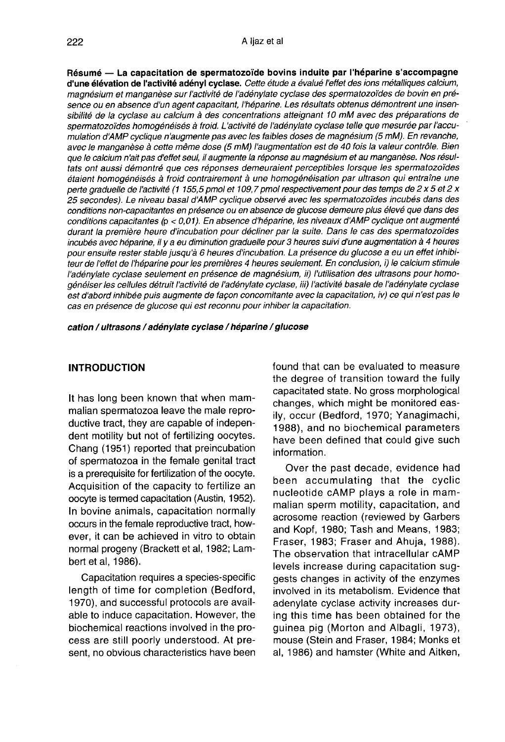**Résumé — La capacitation de spermatozoïde bovins induite par l'héparine s'accompagne d'une élévation de l'activité adényl cyclase.** *Cette étude a évalué l'effet des ions métalliques calcium, magnésium et manganèse sur l'activité de l'adénylate cyclase des spermatozoïdes de bovin en présence ou en absence d'un agent capacitant, l'héparine. Les résultats obtenus démontrent une insensibilité de la cyclase au calcium à des concentrations atteignant 10 mM avec des préparations de spermatozoïdes homogénéisés à froid. L'activité de l'adénylate cyclase telle que mesurée par l'accumulation d'AMP cyclique n'augmente pas avec les faibles doses de magnésium (5 mM). En revanche, avec le manganèse à cette même dose (5 mM) l'augmentation est de 40 fois la valeur contrôle. Bien que le calcium n'ait pas d'effet seul, il augmente la réponse au magnésium et au manganèse. Nos résultats ont aussi démontré que ces réponses demeuraient perceptibles lorsque les spermatozoïdes étaient homogénéisés à froid contrairement à une homogénéisation par ultrason qui entraîne une perte graduelle de l'activité (1 155,5 pmol et 109,7 pmol respectivement pour des temps de 2 x 5 et 2 x 25 secondes). Le niveau basal d'AMP cyclique observé avec les spermatozoïdes incubés dans des conditions non-capacitantes en présence ou en absence de glucose demeure plus élevé que dans des conditions capacitantes ($p < 0,01$). En absence d'héparine, les niveaux d'AMP cyclique ont augmenté durant la première heure d'incubation pour décliner par la suite. Dans le cas des spermatozoïdes incubés avec héparine, il y a eu diminution graduelle pour 3 heures suivi d'une augmentation à 4 heures pour ensuite rester stable jusqu'à 6 heures d'incubation. La présence du glucose a eu un effet inhibiteur de l'effet de l'héparine pour les premières 4 heures seulement. En conclusion, i) le calcium stimule l'adénylate cyclase seulement en présence de magnésium, ii) l'utilisation des ultrasons pour homogénéiser les cellules détruit l'activité de l'adénylate cyclase, iii) l'activité basale de l'adénylate cyclase est d'abord inhibée puis augmente de façon concomitante avec la capacitation, iv) ce qui n'est pas le cas en présence de glucose qui est reconnu pour inhiber la capacitation.*

***cation / ultrasons / adénylate cyclase / héparine / glucose***

## INTRODUCTION

It has long been known that when mammalian spermatozoa leave the male reproductive tract, they are capable of independent motility but not of fertilizing oocytes. Chang (1951) reported that preincubation of spermatozoa in the female genital tract is a prerequisite for fertilization of the oocyte. Acquisition of the capacity to fertilize an oocyte is termed capacitation (Austin, 1952). In bovine animals, capacitation normally occurs in the female reproductive tract, however, it can be achieved in vitro to obtain normal progeny (Brackett et al, 1982; Lambert et al, 1986).

Capacitation requires a species-specific length of time for completion (Bedford, 1970), and successful protocols are available to induce capacitation. However, the biochemical reactions involved in the process are still poorly understood. At present, no obvious characteristics have been found that can be evaluated to measure the degree of transition toward the fully capacitated state. No gross morphological changes, which might be monitored easily, occur (Bedford, 1970; Yanagimachi, 1988), and no biochemical parameters have been defined that could give such information.

Over the past decade, evidence had been accumulating that the cyclic nucleotide cAMP plays a role in mammalian sperm motility, capacitation, and acrosome reaction (reviewed by Garbers and Kopf, 1980; Tash and Means, 1983; Fraser, 1983; Fraser and Ahuja, 1988). The observation that intracellular cAMP levels increase during capacitation suggests changes in activity of the enzymes involved in its metabolism. Evidence that adenylate cyclase activity increases during this time has been obtained for the guinea pig (Morton and Albagli, 1973), mouse (Stein and Fraser, 1984; Monks et al, 1986) and hamster (White and Aitken,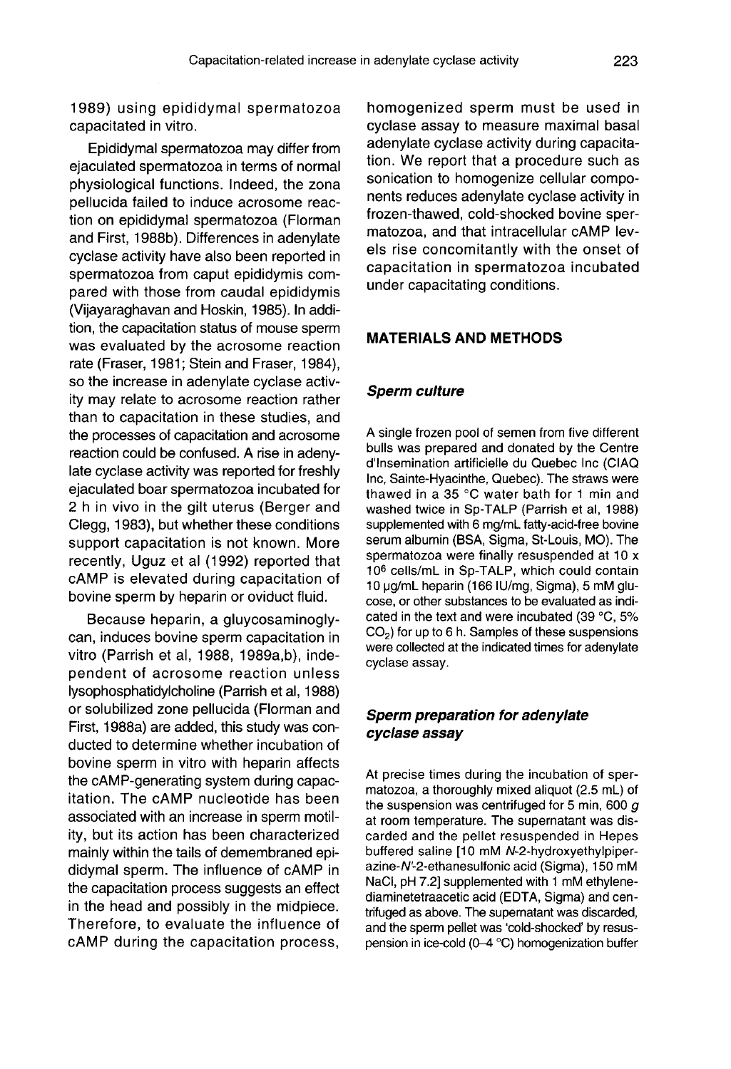1989) using epididymal spermatozoa capacitated in vitro.

Epididymal spermatozoa may differ from ejaculated spermatozoa in terms of normal physiological functions. Indeed, the zona pellucida failed to induce acrosome reaction on epididymal spermatozoa (Florman and First, 1988b). Differences in adenylate cyclase activity have also been reported in spermatozoa from caput epididymis compared with those from caudal epididymis (Vijayaraghavan and Hoskin, 1985). In addition, the capacitation status of mouse sperm was evaluated by the acrosome reaction rate (Fraser, 1981; Stein and Fraser, 1984), so the increase in adenylate cyclase activity may relate to acrosome reaction rather than to capacitation in these studies, and the processes of capacitation and acrosome reaction could be confused. A rise in adenylate cyclase activity was reported for freshly ejaculated boar spermatozoa incubated for 2 h in vivo in the gilt uterus (Berger and Clegg, 1983), but whether these conditions support capacitation is not known. More recently, Uguz et al (1992) reported that cAMP is elevated during capacitation of bovine sperm by heparin or oviduct fluid.

Because heparin, a gluycosaminoglycan, induces bovine sperm capacitation in vitro (Parrish et al, 1988, 1989a,b), independent of acrosome reaction unless lysophosphatidylcholine (Parrish et al, 1988) or solubilized zone pellucida (Florman and First, 1988a) are added, this study was conducted to determine whether incubation of bovine sperm in vitro with heparin affects the cAMP-generating system during capacitation. The cAMP nucleotide has been associated with an increase in sperm motility, but its action has been characterized mainly within the tails of demembraned epididymal sperm. The influence of cAMP in the capacitation process suggests an effect in the head and possibly in the midpiece. Therefore, to evaluate the influence of cAMP during the capacitation process, homogenized sperm must be used in cyclase assay to measure maximal basal adenylate cyclase activity during capacitation. We report that a procedure such as sonication to homogenize cellular components reduces adenylate cyclase activity in frozen-thawed, cold-shocked bovine spermatozoa, and that intracellular cAMP levels rise concomitantly with the onset of capacitation in spermatozoa incubated under capacitating conditions.

## MATERIALS AND METHODS

### *Sperm culture*

A single frozen pool of semen from five different bulls was prepared and donated by the Centre d'Insemination artificielle du Quebec Inc (CIAQ Inc, Sainte-Hyacinthe, Quebec). The straws were thawed in a 35 °C water bath for 1 min and washed twice in Sp-TALP (Parrish et al, 1988) supplemented with 6 mg/mL fatty-acid-free bovine serum albumin (BSA, Sigma, St-Louis, MO). The spermatozoa were finally resuspended at 10 x $10^6$ cells/mL in Sp-TALP, which could contain 10 µg/mL heparin (166 IU/mg, Sigma), 5 mM glucose, or other substances to be evaluated as indicated in the text and were incubated (39 °C, 5% $CO_2$) for up to 6 h. Samples of these suspensions were collected at the indicated times for adenylate cyclase assay.

### *Sperm preparation for adenylate cyclase assay*

At precise times during the incubation of spermatozoa, a thoroughly mixed aliquot (2.5 mL) of the suspension was centrifuged for 5 min, 600 *g* at room temperature. The supernatant was discarded and the pellet resuspended in Hepes buffered saline [10 mM *N*-2-hydroxyethylpiperazine-*N'*-2-ethanesulfonic acid (Sigma), 150 mM NaCl, pH 7.2] supplemented with 1 mM ethylenediaminetetraacetic acid (EDTA, Sigma) and centrifuged as above. The supernatant was discarded, and the sperm pellet was 'cold-shocked' by resuspension in ice-cold (0–4 °C) homogenization buffer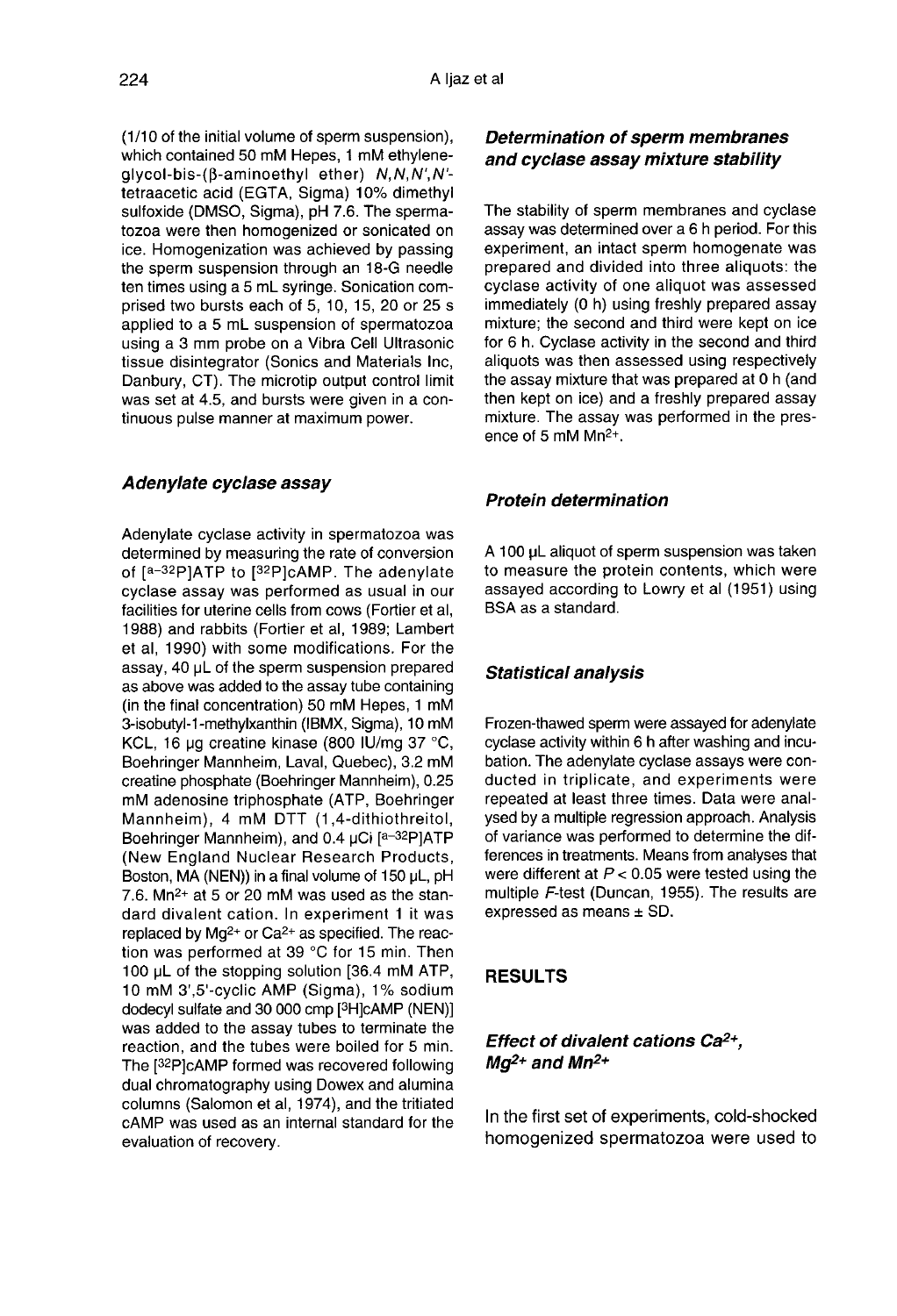(1/10 of the initial volume of sperm suspension), which contained 50 mM Hepes, 1 mM ethyleneglycol-bis-(β-aminoethyl ether) *N,N,N',N'*-tetraacetic acid (EGTA, Sigma) 10% dimethyl sulfoxide (DMSO, Sigma), pH 7.6. The spermatozoa were then homogenized or sonicated on ice. Homogenization was achieved by passing the sperm suspension through an 18-G needle ten times using a 5 mL syringe. Sonication comprised two bursts each of 5, 10, 15, 20 or 25 s applied to a 5 mL suspension of spermatozoa using a 3 mm probe on a Vibra Cell Ultrasonic tissue disintegrator (Sonics and Materials Inc, Danbury, CT). The microtip output control limit was set at 4.5, and bursts were given in a continuous pulse manner at maximum power.

### *Adenylate cyclase assay*

Adenylate cyclase activity in spermatozoa was determined by measuring the rate of conversion of [α-$^{32}$P]ATP to [$^{32}$P]cAMP. The adenylate cyclase assay was performed as usual in our facilities for uterine cells from cows (Fortier et al, 1988) and rabbits (Fortier et al, 1989; Lambert et al, 1990) with some modifications. For the assay, 40 μL of the sperm suspension prepared as above was added to the assay tube containing (in the final concentration) 50 mM Hepes, 1 mM 3-isobutyl-1-methylxanthin (IBMX, Sigma), 10 mM KCL, 16 μg creatine kinase (800 IU/mg 37 °C, Boehringer Mannheim, Laval, Quebec), 3.2 mM creatine phosphate (Boehringer Mannheim), 0.25 mM adenosine triphosphate (ATP, Boehringer Mannheim), 4 mM DTT (1,4-dithiothreitol, Boehringer Mannheim), and 0.4 μCi [α-$^{32}$P]ATP (New England Nuclear Research Products, Boston, MA (NEN)) in a final volume of 150 μL, pH 7.6. $Mn^{2+}$ at 5 or 20 mM was used as the standard divalent cation. In experiment 1 it was replaced by $Mg^{2+}$ or $Ca^{2+}$ as specified. The reaction was performed at 39 °C for 15 min. Then 100 μL of the stopping solution [36.4 mM ATP, 10 mM 3',5'-cyclic AMP (Sigma), 1% sodium dodecyl sulfate and 30 000 cmp [$^{3}$H]cAMP (NEN)] was added to the assay tubes to terminate the reaction, and the tubes were boiled for 5 min. The [$^{32}$P]cAMP formed was recovered following dual chromatography using Dowex and alumina columns (Salomon et al, 1974), and the tritiated cAMP was used as an internal standard for the evaluation of recovery.

### *Determination of sperm membranes and cyclase assay mixture stability*

The stability of sperm membranes and cyclase assay was determined over a 6 h period. For this experiment, an intact sperm homogenate was prepared and divided into three aliquots: the cyclase activity of one aliquot was assessed immediately (0 h) using freshly prepared assay mixture; the second and third were kept on ice for 6 h. Cyclase activity in the second and third aliquots was then assessed using respectively the assay mixture that was prepared at 0 h (and then kept on ice) and a freshly prepared assay mixture. The assay was performed in the presence of 5 mM $Mn^{2+}$.

### *Protein determination*

A 100 μL aliquot of sperm suspension was taken to measure the protein contents, which were assayed according to Lowry et al (1951) using BSA as a standard.

### *Statistical analysis*

Frozen-thawed sperm were assayed for adenylate cyclase activity within 6 h after washing and incubation. The adenylate cyclase assays were conducted in triplicate, and experiments were repeated at least three times. Data were analysed by a multiple regression approach. Analysis of variance was performed to determine the differences in treatments. Means from analyses that were different at $P < 0.05$ were tested using the multiple *F*-test (Duncan, 1955). The results are expressed as means ± SD.

## RESULTS

### *Effect of divalent cations $Ca^{2+}$, $Mg^{2+}$ and $Mn^{2+}$*

In the first set of experiments, cold-shocked homogenized spermatozoa were used to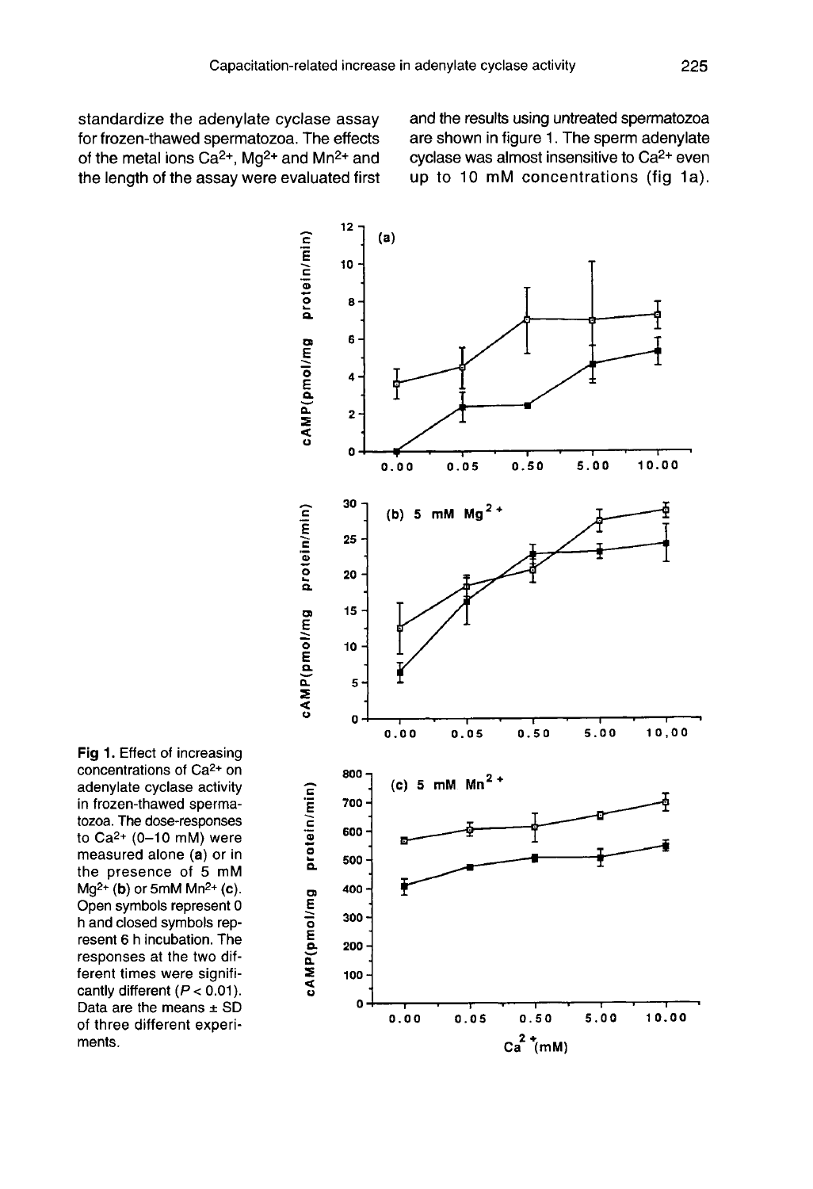standardize the adenylate cyclase assay for frozen-thawed spermatozoa. The effects of the metal ions $Ca^{2+}$, $Mg^{2+}$ and $Mn^{2+}$ and the length of the assay were evaluated first and the results using untreated spermatozoa are shown in figure 1. The sperm adenylate cyclase was almost insensitive to $Ca^{2+}$ even up to 10 mM concentrations (fig 1a).

**Fig 1.** Effect of increasing concentrations of $Ca^{2+}$ on adenylate cyclase activity in frozen-thawed spermatozoa. The dose-responses to $Ca^{2+}$ (0–10 mM) were measured alone (**a**) or in the presence of 5 mM $Mg^{2+}$ (**b**) or 5mM $Mn^{2+}$ (**c**). Open symbols represent 0 h and closed symbols represent 6 h incubation. The responses at the two different times were significantly different ($P < 0.01$). Data are the means ± SD of three different experiments.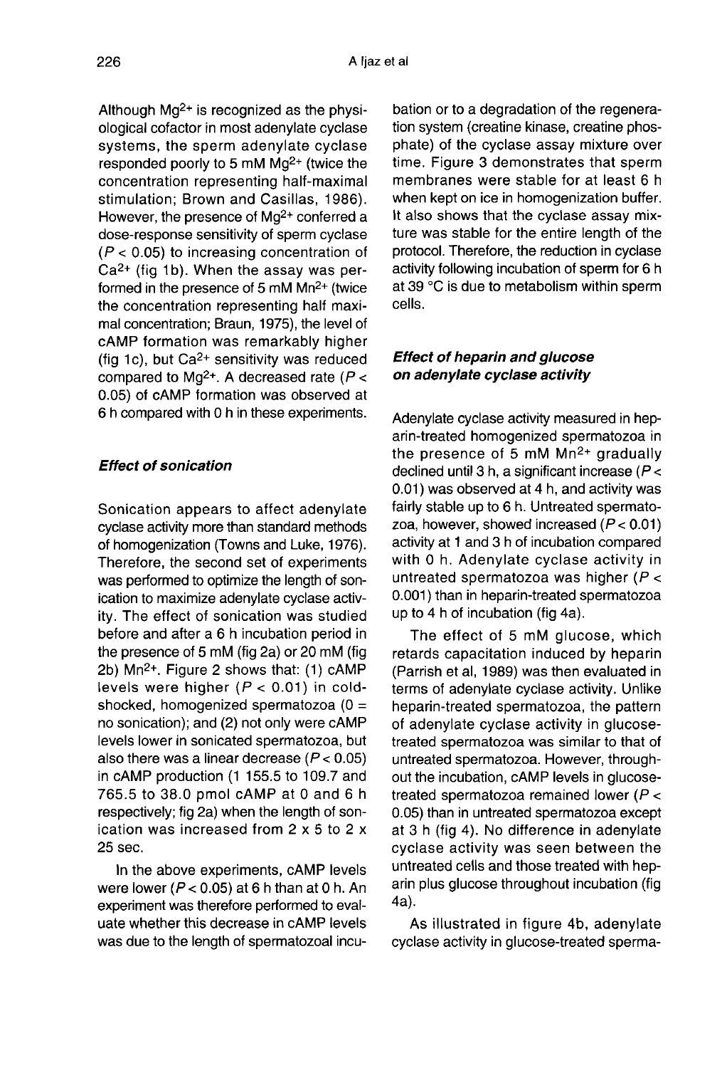Although $Mg^{2+}$ is recognized as the physiological cofactor in most adenylate cyclase systems, the sperm adenylate cyclase responded poorly to 5 mM $Mg^{2+}$ (twice the concentration representing half-maximal stimulation; Brown and Casillas, 1986). However, the presence of $Mg^{2+}$ conferred a dose-response sensitivity of sperm cyclase ($P < 0.05$) to increasing concentration of $Ca^{2+}$ (fig 1b). When the assay was performed in the presence of 5 mM $Mn^{2+}$ (twice the concentration representing half maximal concentration; Braun, 1975), the level of cAMP formation was remarkably higher (fig 1c), but $Ca^{2+}$ sensitivity was reduced compared to $Mg^{2+}$. A decreased rate ($P < 0.05$) of cAMP formation was observed at 6 h compared with 0 h in these experiments.

### *Effect of sonication*

Sonication appears to affect adenylate cyclase activity more than standard methods of homogenization (Towns and Luke, 1976). Therefore, the second set of experiments was performed to optimize the length of sonication to maximize adenylate cyclase activity. The effect of sonication was studied before and after a 6 h incubation period in the presence of 5 mM (fig 2a) or 20 mM (fig 2b) $Mn^{2+}$. Figure 2 shows that: (1) cAMP levels were higher ($P < 0.01$) in cold-shocked, homogenized spermatozoa (0 = no sonication); and (2) not only were cAMP levels lower in sonicated spermatozoa, but also there was a linear decrease ($P < 0.05$) in cAMP production (1 155.5 to 109.7 and 765.5 to 38.0 pmol cAMP at 0 and 6 h respectively; fig 2a) when the length of sonication was increased from 2 x 5 to 2 x 25 sec.

In the above experiments, cAMP levels were lower ($P < 0.05$) at 6 h than at 0 h. An experiment was therefore performed to evaluate whether this decrease in cAMP levels was due to the length of spermatozoal incubation or to a degradation of the regeneration system (creatine kinase, creatine phosphate) of the cyclase assay mixture over time. Figure 3 demonstrates that sperm membranes were stable for at least 6 h when kept on ice in homogenization buffer. It also shows that the cyclase assay mixture was stable for the entire length of the protocol. Therefore, the reduction in cyclase activity following incubation of sperm for 6 h at 39 °C is due to metabolism within sperm cells.

### *Effect of heparin and glucose on adenylate cyclase activity*

Adenylate cyclase activity measured in heparin-treated homogenized spermatozoa in the presence of 5 mM $Mn^{2+}$ gradually declined until 3 h, a significant increase ($P < 0.01$) was observed at 4 h, and activity was fairly stable up to 6 h. Untreated spermatozoa, however, showed increased ($P < 0.01$) activity at 1 and 3 h of incubation compared with 0 h. Adenylate cyclase activity in untreated spermatozoa was higher ($P < 0.001$) than in heparin-treated spermatozoa up to 4 h of incubation (fig 4a).

The effect of 5 mM glucose, which retards capacitation induced by heparin (Parrish et al, 1989) was then evaluated in terms of adenylate cyclase activity. Unlike heparin-treated spermatozoa, the pattern of adenylate cyclase activity in glucose-treated spermatozoa was similar to that of untreated spermatozoa. However, throughout the incubation, cAMP levels in glucose-treated spermatozoa remained lower ($P < 0.05$) than in untreated spermatozoa except at 3 h (fig 4). No difference in adenylate cyclase activity was seen between the untreated cells and those treated with heparin plus glucose throughout incubation (fig 4a).

As illustrated in figure 4b, adenylate cyclase activity in glucose-treated sperma-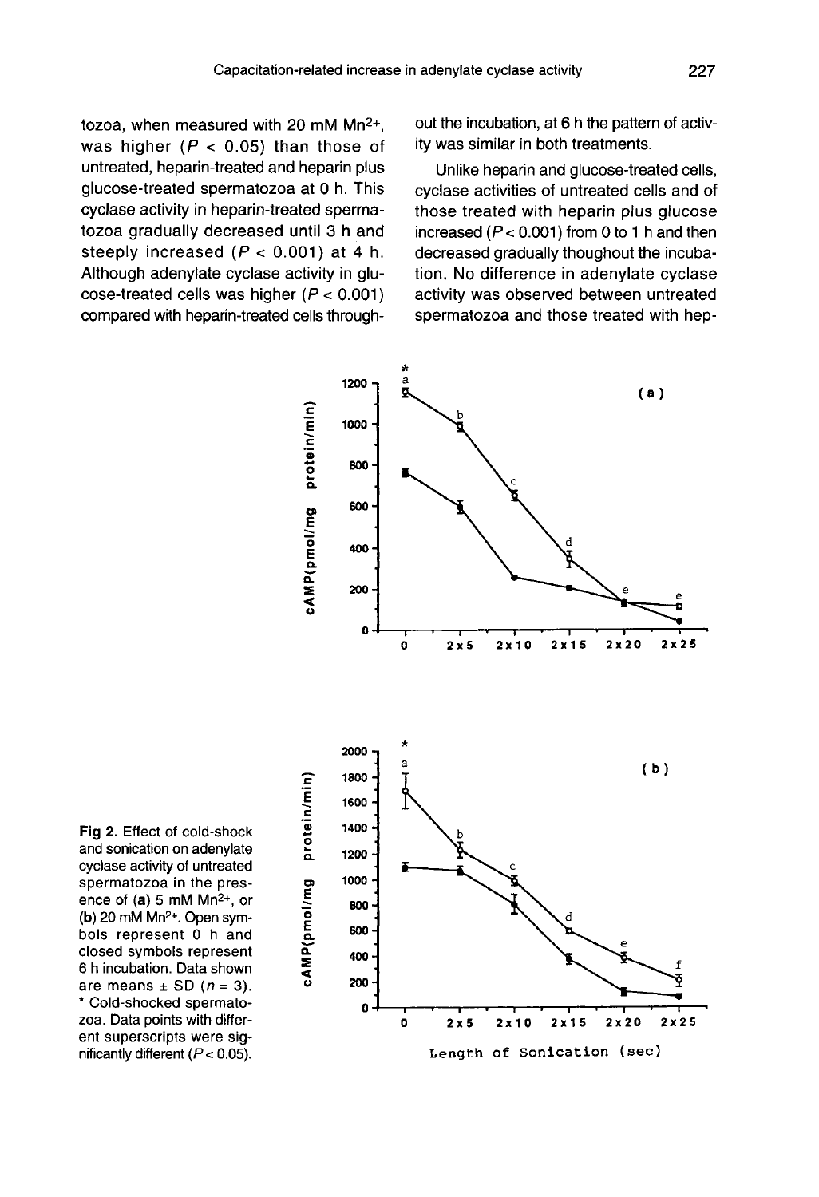tozoa, when measured with 20 mM $Mn^{2+}$, was higher ($P < 0.05$) than those of untreated, heparin-treated and heparin plus glucose-treated spermatozoa at 0 h. This cyclase activity in heparin-treated spermatozoa gradually decreased until 3 h and steeply increased ($P < 0.001$) at 4 h. Although adenylate cyclase activity in glucose-treated cells was higher ($P < 0.001$) compared with heparin-treated cells throughout the incubation, at 6 h the pattern of activity was similar in both treatments.

Unlike heparin and glucose-treated cells, cyclase activities of untreated cells and of those treated with heparin plus glucose increased ($P < 0.001$) from 0 to 1 h and then decreased gradually thoughout the incubation. No difference in adenylate cyclase activity was observed between untreated spermatozoa and those treated with hep-

**Fig 2.** Effect of cold-shock and sonication on adenylate cyclase activity of untreated spermatozoa in the presence of (**a**) 5 mM $Mn^{2+}$, or (**b**) 20 mM $Mn^{2+}$. Open symbols represent 0 h and closed symbols represent 6 h incubation. Data shown are means ± SD ($n = 3$). * Cold-shocked spermatozoa. Data points with different superscripts were significantly different ($P < 0.05$).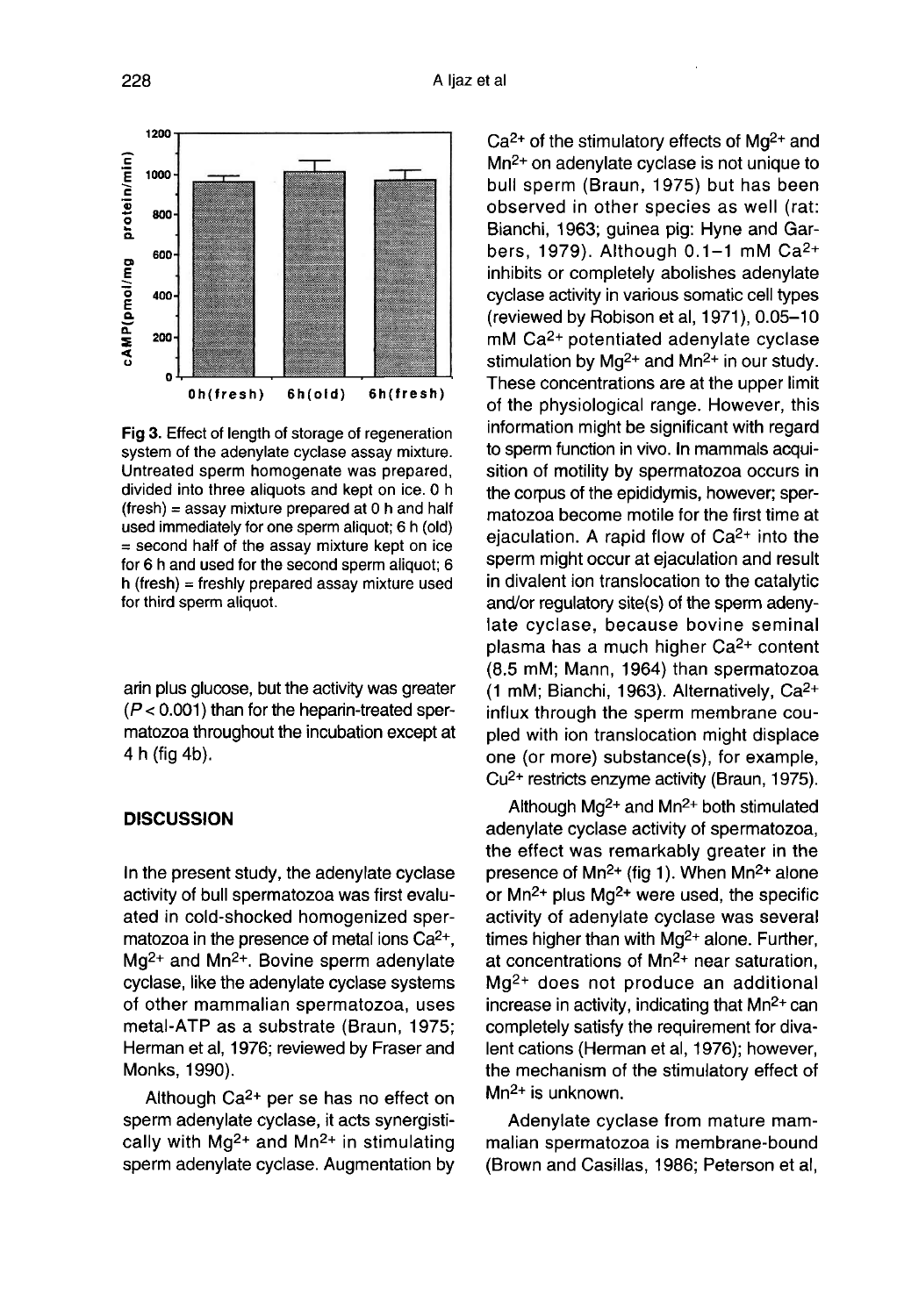Fig 3. Effect of length of storage of regeneration system of the adenylate cyclase assay mixture. Untreated sperm homogenate was prepared, divided into three aliquots and kept on ice. 0 h (fresh) = assay mixture prepared at 0 h and half used immediately for one sperm aliquot; 6 h (old) = second half of the assay mixture kept on ice for 6 h and used for the second sperm aliquot; 6 h (fresh) = freshly prepared assay mixture used for third sperm aliquot.

arin plus glucose, but the activity was greater ($P < 0.001$) than for the heparin-treated spermatozoa throughout the incubation except at 4 h (fig 4b).

## DISCUSSION

In the present study, the adenylate cyclase activity of bull spermatozoa was first evaluated in cold-shocked homogenized spermatozoa in the presence of metal ions $Ca^{2+}$, $Mg^{2+}$ and $Mn^{2+}$. Bovine sperm adenylate cyclase, like the adenylate cyclase systems of other mammalian spermatozoa, uses metal-ATP as a substrate (Braun, 1975; Herman et al, 1976; reviewed by Fraser and Monks, 1990).

Although $Ca^{2+}$ per se has no effect on sperm adenylate cyclase, it acts synergistically with $Mg^{2+}$ and $Mn^{2+}$ in stimulating sperm adenylate cyclase. Augmentation by $Ca^{2+}$ of the stimulatory effects of $Mg^{2+}$ and $Mn^{2+}$ on adenylate cyclase is not unique to bull sperm (Braun, 1975) but has been observed in other species as well (rat: Bianchi, 1963; guinea pig: Hyne and Garbers, 1979). Although 0.1–1 mM $Ca^{2+}$ inhibits or completely abolishes adenylate cyclase activity in various somatic cell types (reviewed by Robison et al, 1971), 0.05–10 mM $Ca^{2+}$ potentiated adenylate cyclase stimulation by $Mg^{2+}$ and $Mn^{2+}$ in our study. These concentrations are at the upper limit of the physiological range. However, this information might be significant with regard to sperm function in vivo. In mammals acquisition of motility by spermatozoa occurs in the corpus of the epididymis, however; spermatozoa become motile for the first time at ejaculation. A rapid flow of $Ca^{2+}$ into the sperm might occur at ejaculation and result in divalent ion translocation to the catalytic and/or regulatory site(s) of the sperm adenylate cyclase, because bovine seminal plasma has a much higher $Ca^{2+}$ content (8.5 mM; Mann, 1964) than spermatozoa (1 mM; Bianchi, 1963). Alternatively, $Ca^{2+}$ influx through the sperm membrane coupled with ion translocation might displace one (or more) substance(s), for example, $Cu^{2+}$ restricts enzyme activity (Braun, 1975).

Although $Mg^{2+}$ and $Mn^{2+}$ both stimulated adenylate cyclase activity of spermatozoa, the effect was remarkably greater in the presence of $Mn^{2+}$ (fig 1). When $Mn^{2+}$ alone or $Mn^{2+}$ plus $Mg^{2+}$ were used, the specific activity of adenylate cyclase was several times higher than with $Mg^{2+}$ alone. Further, at concentrations of $Mn^{2+}$ near saturation, $Mg^{2+}$ does not produce an additional increase in activity, indicating that $Mn^{2+}$ can completely satisfy the requirement for divalent cations (Herman et al, 1976); however, the mechanism of the stimulatory effect of $Mn^{2+}$ is unknown.

Adenylate cyclase from mature mammalian spermatozoa is membrane-bound (Brown and Casillas, 1986; Peterson et al,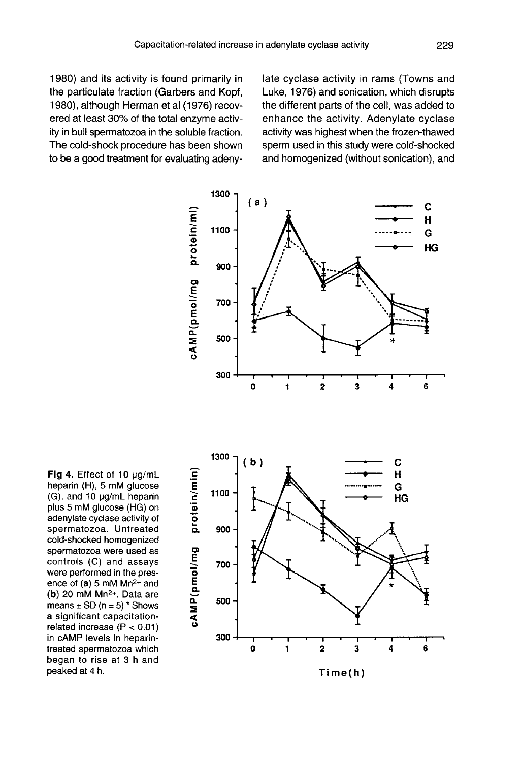1980) and its activity is found primarily in the particulate fraction (Garbers and Kopf, 1980), although Herman et al (1976) recovered at least 30% of the total enzyme activity in bull spermatozoa in the soluble fraction. The cold-shock procedure has been shown to be a good treatment for evaluating adenylate cyclase activity in rams (Towns and Luke, 1976) and sonication, which disrupts the different parts of the cell, was added to enhance the activity. Adenylate cyclase activity was highest when the frozen-thawed sperm used in this study were cold-shocked and homogenized (without sonication), and

**Fig 4.** Effect of 10 μg/mL heparin (H), 5 mM glucose (G), and 10 μg/mL heparin plus 5 mM glucose (HG) on adenylate cyclase activity of spermatozoa. Untreated cold-shocked homogenized spermatozoa were used as controls (C) and assays were performed in the presence of (a) 5 mM $Mn^{2+}$ and (b) 20 mM $Mn^{2+}$. Data are means ± SD (n = 5) * Shows a significant capacitation-related increase ($P < 0.01$) in cAMP levels in heparin-treated spermatozoa which began to rise at 3 h and peaked at 4 h.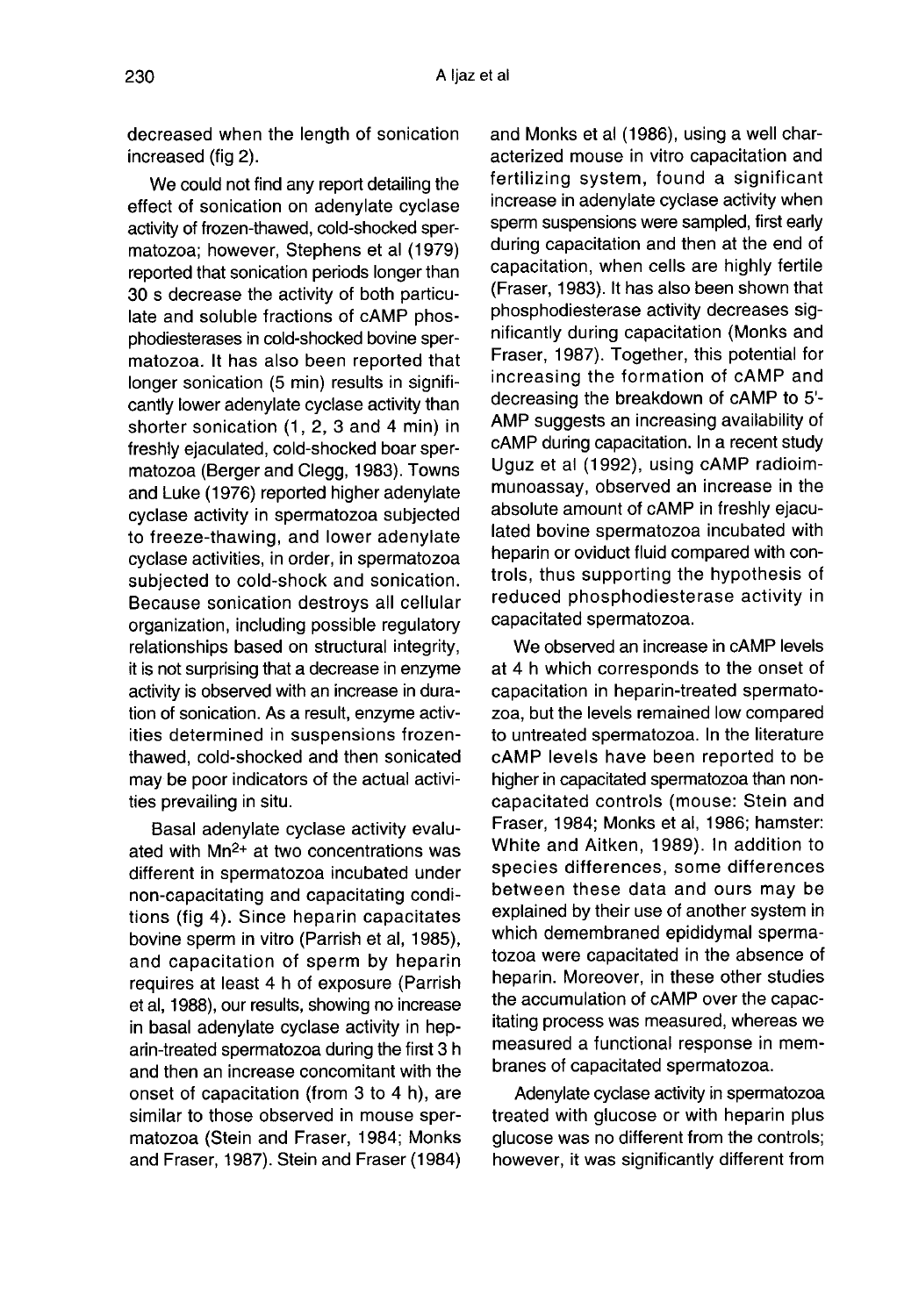decreased when the length of sonication increased (fig 2).

We could not find any report detailing the effect of sonication on adenylate cyclase activity of frozen-thawed, cold-shocked spermatozoa; however, Stephens et al (1979) reported that sonication periods longer than 30 s decrease the activity of both particulate and soluble fractions of cAMP phosphodiesterases in cold-shocked bovine spermatozoa. It has also been reported that longer sonication (5 min) results in significantly lower adenylate cyclase activity than shorter sonication (1, 2, 3 and 4 min) in freshly ejaculated, cold-shocked boar spermatozoa (Berger and Clegg, 1983). Towns and Luke (1976) reported higher adenylate cyclase activity in spermatozoa subjected to freeze-thawing, and lower adenylate cyclase activities, in order, in spermatozoa subjected to cold-shock and sonication. Because sonication destroys all cellular organization, including possible regulatory relationships based on structural integrity, it is not surprising that a decrease in enzyme activity is observed with an increase in duration of sonication. As a result, enzyme activities determined in suspensions frozen-thawed, cold-shocked and then sonicated may be poor indicators of the actual activities prevailing in situ.

Basal adenylate cyclase activity evaluated with $Mn^{2+}$ at two concentrations was different in spermatozoa incubated under non-capacitating and capacitating conditions (fig 4). Since heparin capacitates bovine sperm in vitro (Parrish et al, 1985), and capacitation of sperm by heparin requires at least 4 h of exposure (Parrish et al, 1988), our results, showing no increase in basal adenylate cyclase activity in heparin-treated spermatozoa during the first 3 h and then an increase concomitant with the onset of capacitation (from 3 to 4 h), are similar to those observed in mouse spermatozoa (Stein and Fraser, 1984; Monks and Fraser, 1987). Stein and Fraser (1984) and Monks et al (1986), using a well characterized mouse in vitro capacitation and fertilizing system, found a significant increase in adenylate cyclase activity when sperm suspensions were sampled, first early during capacitation and then at the end of capacitation, when cells are highly fertile (Fraser, 1983). It has also been shown that phosphodiesterase activity decreases significantly during capacitation (Monks and Fraser, 1987). Together, this potential for increasing the formation of cAMP and decreasing the breakdown of cAMP to 5'-AMP suggests an increasing availability of cAMP during capacitation. In a recent study Uguz et al (1992), using cAMP radioimmunoassay, observed an increase in the absolute amount of cAMP in freshly ejaculated bovine spermatozoa incubated with heparin or oviduct fluid compared with controls, thus supporting the hypothesis of reduced phosphodiesterase activity in capacitated spermatozoa.

We observed an increase in cAMP levels at 4 h which corresponds to the onset of capacitation in heparin-treated spermatozoa, but the levels remained low compared to untreated spermatozoa. In the literature cAMP levels have been reported to be higher in capacitated spermatozoa than non-capacitated controls (mouse: Stein and Fraser, 1984; Monks et al, 1986; hamster: White and Aitken, 1989). In addition to species differences, some differences between these data and ours may be explained by their use of another system in which demembraned epididymal spermatozoa were capacitated in the absence of heparin. Moreover, in these other studies the accumulation of cAMP over the capacitating process was measured, whereas we measured a functional response in membranes of capacitated spermatozoa.

Adenylate cyclase activity in spermatozoa treated with glucose or with heparin plus glucose was no different from the controls; however, it was significantly different from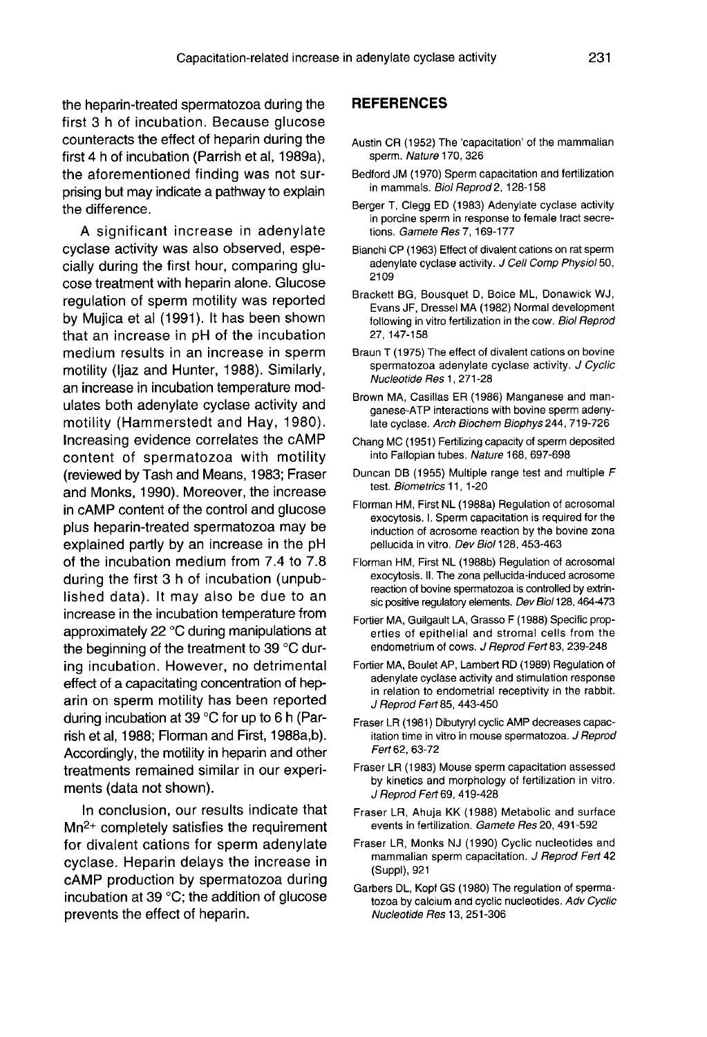the heparin-treated spermatozoa during the first 3 h of incubation. Because glucose counteracts the effect of heparin during the first 4 h of incubation (Parrish et al, 1989a), the aforementioned finding was not surprising but may indicate a pathway to explain the difference.

A significant increase in adenylate cyclase activity was also observed, especially during the first hour, comparing glucose treatment with heparin alone. Glucose regulation of sperm motility was reported by Mujica et al (1991). It has been shown that an increase in pH of the incubation medium results in an increase in sperm motility (Ijaz and Hunter, 1988). Similarly, an increase in incubation temperature modulates both adenylate cyclase activity and motility (Hammerstedt and Hay, 1980). Increasing evidence correlates the cAMP content of spermatozoa with motility (reviewed by Tash and Means, 1983; Fraser and Monks, 1990). Moreover, the increase in cAMP content of the control and glucose plus heparin-treated spermatozoa may be explained partly by an increase in the pH of the incubation medium from 7.4 to 7.8 during the first 3 h of incubation (unpublished data). It may also be due to an increase in the incubation temperature from approximately 22 °C during manipulations at the beginning of the treatment to 39 °C during incubation. However, no detrimental effect of a capacitating concentration of heparin on sperm motility has been reported during incubation at 39 °C for up to 6 h (Parrish et al, 1988; Florman and First, 1988a,b). Accordingly, the motility in heparin and other treatments remained similar in our experiments (data not shown).

In conclusion, our results indicate that $Mn^{2+}$ completely satisfies the requirement for divalent cations for sperm adenylate cyclase. Heparin delays the increase in cAMP production by spermatozoa during incubation at 39 °C; the addition of glucose prevents the effect of heparin.

## REFERENCES

Austin CR (1952) The 'capacitation' of the mammalian sperm. *Nature* 170, 326

Bedford JM (1970) Sperm capacitation and fertilization in mammals. *Biol Reprod* 2, 128-158

Berger T, Clegg ED (1983) Adenylate cyclase activity in porcine sperm in response to female tract secretions. *Gamete Res* 7, 169-177

Bianchi CP (1963) Effect of divalent cations on rat sperm adenylate cyclase activity. *J Cell Comp Physiol* 50, 2109

Brackett BG, Bousquet D, Boice ML, Donawick WJ, Evans JF, Dressel MA (1982) Normal development following in vitro fertilization in the cow. *Biol Reprod* 27, 147-158

Braun T (1975) The effect of divalent cations on bovine spermatozoa adenylate cyclase activity. *J Cyclic Nucleotide Res* 1, 271-28

Brown MA, Casillas ER (1986) Manganese and manganese-ATP interactions with bovine sperm adenylate cyclase. *Arch Biochem Biophys* 244, 719-726

Chang MC (1951) Fertilizing capacity of sperm deposited into Fallopian tubes. *Nature* 168, 697-698

Duncan DB (1955) Multiple range test and multiple *F* test. *Biometrics* 11, 1-20

Florman HM, First NL (1988a) Regulation of acrosomal exocytosis. I. Sperm capacitation is required for the induction of acrosome reaction by the bovine zona pellucida in vitro. *Dev Biol* 128, 453-463

Florman HM, First NL (1988b) Regulation of acrosomal exocytosis. II. The zona pellucida-induced acrosome reaction of bovine spermatozoa is controlled by extrinsic positive regulatory elements. *Dev Biol* 128, 464-473

Fortier MA, Guilgault LA, Grasso F (1988) Specific properties of epithelial and stromal cells from the endometrium of cows. *J Reprod Fert* 83, 239-248

Fortier MA, Boulet AP, Lambert RD (1989) Regulation of adenylate cyclase activity and stimulation response in relation to endometrial receptivity in the rabbit. *J Reprod Fert* 85, 443-450

Fraser LR (1981) Dibutyryl cyclic AMP decreases capacitation time in vitro in mouse spermatozoa. *J Reprod Fert* 62, 63-72

Fraser LR (1983) Mouse sperm capacitation assessed by kinetics and morphology of fertilization in vitro. *J Reprod Fert* 69, 419-428

Fraser LR, Ahuja KK (1988) Metabolic and surface events in fertilization. *Gamete Res* 20, 491-592

Fraser LR, Monks NJ (1990) Cyclic nucleotides and mammalian sperm capacitation. *J Reprod Fert* 42 (Suppl), 921

Garbers DL, Kopf GS (1980) The regulation of spermatozoa by calcium and cyclic nucleotides. *Adv Cyclic Nucleotide Res* 13, 251-306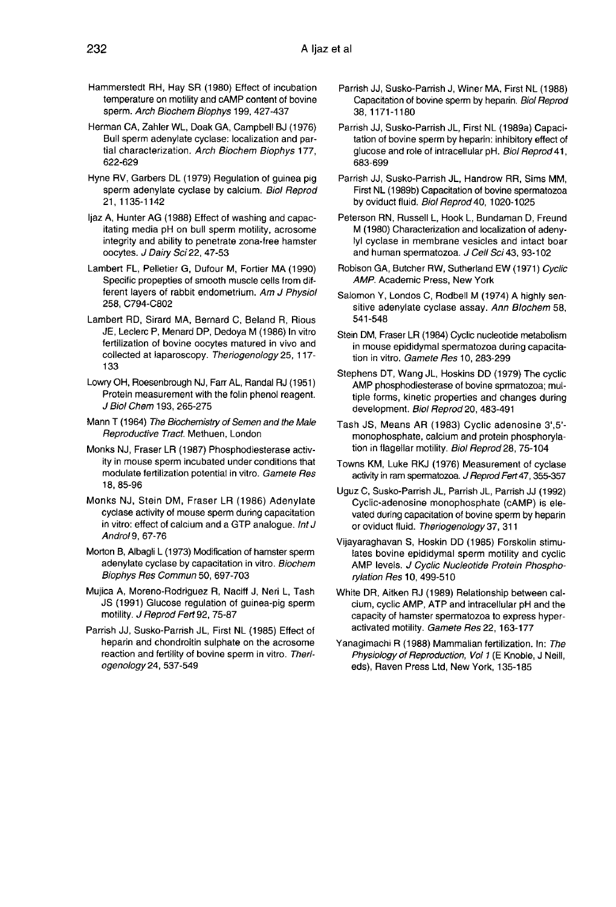Hammerstedt RH, Hay SR (1980) Effect of incubation temperature on motility and cAMP content of bovine sperm. *Arch Biochem Biophys* 199, 427-437

Herman CA, Zahler WL, Doak GA, Campbell BJ (1976) Bull sperm adenylate cyclase: localization and partial characterization. *Arch Biochem Biophys* 177, 622-629

Hyne RV, Garbers DL (1979) Regulation of guinea pig sperm adenylate cyclase by calcium. *Biol Reprod* 21, 1135-1142

Ijaz A, Hunter AG (1988) Effect of washing and capacitating media pH on bull sperm motility, acrosome integrity and ability to penetrate zona-free hamster oocytes. *J Dairy Sci* 22, 47-53

Lambert FL, Pelletier G, Dufour M, Fortier MA (1990) Specific propepties of smooth muscle cells from different layers of rabbit endometrium. *Am J Physiol* 258, C794-C802

Lambert RD, Sirard MA, Bernard C, Beland R, Rious JE, Leclerc P, Menard DP, Dedoya M (1986) In vitro fertilization of bovine oocytes matured in vivo and collected at laparoscopy. *Theriogenology* 25, 117-133

Lowry OH, Roesenbrough NJ, Farr AL, Randal RJ (1951) Protein measurement with the folin phenol reagent. *J Biol Chem* 193, 265-275

Mann T (1964) *The Biochemistry of Semen and the Male Reproductive Tract.* Methuen, London

Monks NJ, Fraser LR (1987) Phosphodiesterase activity in mouse sperm incubated under conditions that modulate fertilization potential in vitro. *Gamete Res* 18, 85-96

Monks NJ, Stein DM, Fraser LR (1986) Adenylate cyclase activity of mouse sperm during capacitation in vitro: effect of calcium and a GTP analogue. *Int J Androl* 9, 67-76

Morton B, Albagli L (1973) Modification of hamster sperm adenylate cyclase by capacitation in vitro. *Biochem Biophys Res Commun* 50, 697-703

Mujica A, Moreno-Rodriguez R, Naciff J, Neri L, Tash JS (1991) Glucose regulation of guinea-pig sperm motility. *J Reprod Fert* 92, 75-87

Parrish JJ, Susko-Parrish JL, First NL (1985) Effect of heparin and chondroitin sulphate on the acrosome reaction and fertility of bovine sperm in vitro. *Theriogenology* 24, 537-549

Parrish JJ, Susko-Parrish J, Winer MA, First NL (1988) Capacitation of bovine sperm by heparin. *Biol Reprod* 38, 1171-1180

Parrish JJ, Susko-Parrish JL, First NL (1989a) Capacitation of bovine sperm by heparin: inhibitory effect of glucose and role of intracellular pH. *Biol Reprod* 41, 683-699

Parrish JJ, Susko-Parrish JL, Handrow RR, Sims MM, First NL (1989b) Capacitation of bovine spermatozoa by oviduct fluid. *Biol Reprod* 40, 1020-1025

Peterson RN, Russell L, Hook L, Bundaman D, Freund M (1980) Characterization and localization of adenylyl cyclase in membrane vesicles and intact boar and human spermatozoa. *J Cell Sci* 43, 93-102

Robison GA, Butcher RW, Sutherland EW (1971) *Cyclic AMP.* Academic Press, New York

Salomon Y, Londos C, Rodbell M (1974) A highly sensitive adenylate cyclase assay. *Ann Biochem* 58, 541-548

Stein DM, Fraser LR (1984) Cyclic nucleotide metabolism in mouse epididymal spermatozoa during capacitation in vitro. *Gamete Res* 10, 283-299

Stephens DT, Wang JL, Hoskins DD (1979) The cyclic AMP phosphodiesterase of bovine sprmatozoa; multiple forms, kinetic properties and changes during development. *Biol Reprod* 20, 483-491

Tash JS, Means AR (1983) Cyclic adenosine 3',5'-monophosphate, calcium and protein phosphorylation in flagellar motility. *Biol Reprod* 28, 75-104

Towns KM, Luke RKJ (1976) Measurement of cyclase activity in ram spermatozoa. *J Reprod Fert* 47, 355-357

Uguz C, Susko-Parrish JL, Parrish JL, Parrish JJ (1992) Cyclic-adenosine monophosphate (cAMP) is elevated during capacitation of bovine sperm by heparin or oviduct fluid. *Theriogenology* 37, 311

Vijayaraghavan S, Hoskin DD (1985) Forskolin stimulates bovine epididymal sperm motility and cyclic AMP levels. *J Cyclic Nucleotide Protein Phosphorylation Res* 10, 499-510

White DR, Aitken RJ (1989) Relationship between calcium, cyclic AMP, ATP and intracellular pH and the capacity of hamster spermatozoa to express hyperactivated motility. *Gamete Res* 22, 163-177

Yanagimachi R (1988) Mammalian fertilization. In: *The Physiology of Reproduction, Vol 1* (E Knobie, J Neill, eds), Raven Press Ltd, New York, 135-185